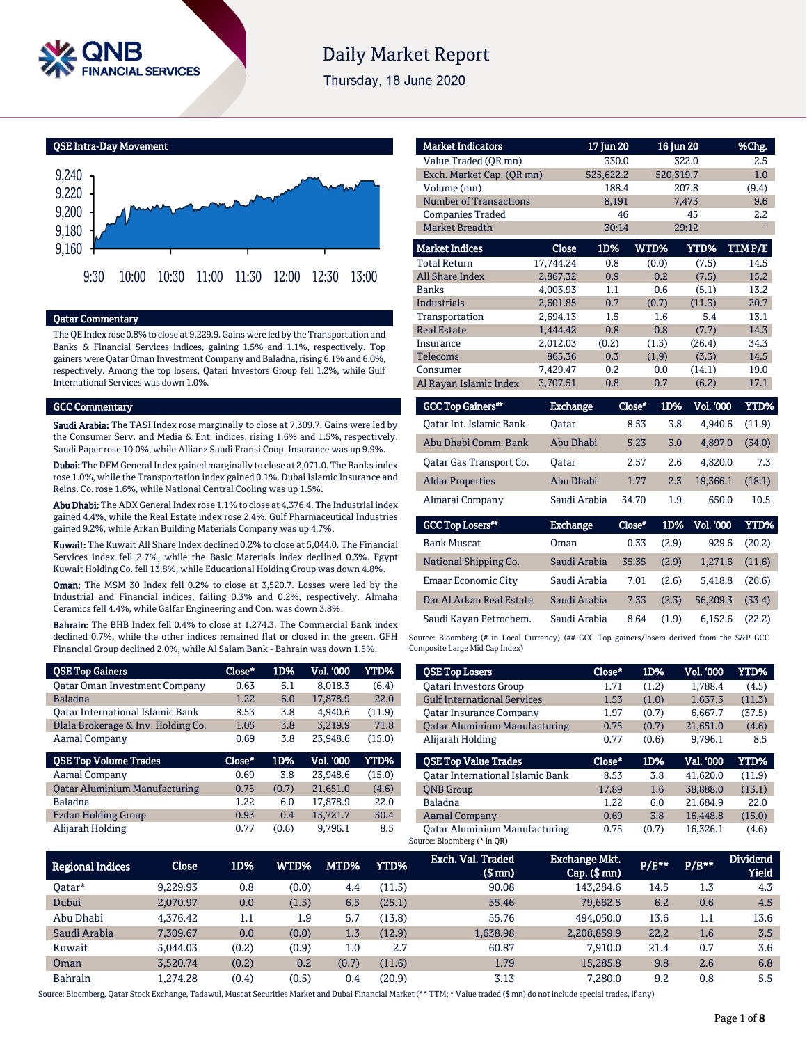# Daily Market Report

Thursday, 18 June 2020

## QSE Intra-Day Movement

## Qatar Commentary

The QE Index rose 0.8% to close at 9,229.9. Gains were led by the Transportation and Banks & Financial Services indices, gaining 1.5% and 1.1%, respectively. Top gainers were Qatar Oman Investment Company and Baladna, rising 6.1% and 6.0%, respectively. Among the top losers, Qatari Investors Group fell 1.2%, while Gulf International Services was down 1.0%.

## GCC Commentary

**Saudi Arabia:** The TASI Index rose marginally to close at 7,309.7. Gains were led by the Consumer Serv. and Media & Ent. indices, rising 1.6% and 1.5%, respectively. Saudi Paper rose 10.0%, while Allianz Saudi Fransi Coop. Insurance was up 9.9%.

**Dubai:** The DFM General Index gained marginally to close at 2,071.0. The Banks index rose 1.0%, while the Transportation index gained 0.1%. Dubai Islamic Insurance and Reins. Co. rose 1.6%, while National Central Cooling was up 1.5%.

**Abu Dhabi:** The ADX General Index rose 1.1% to close at 4,376.4. The Industrial index gained 4.4%, while the Real Estate index rose 2.4%. Gulf Pharmaceutical Industries gained 9.2%, while Arkan Building Materials Company was up 4.7%.

**Kuwait:** The Kuwait All Share Index declined 0.2% to close at 5,044.0. The Financial Services index fell 2.7%, while the Basic Materials index declined 0.3%. Egypt Kuwait Holding Co. fell 13.8%, while Educational Holding Group was down 4.8%.

**Oman:** The MSM 30 Index fell 0.2% to close at 3,520.7. Losses were led by the Industrial and Financial indices, falling 0.3% and 0.2%, respectively. Almaha Ceramics fell 4.4%, while Galfar Engineering and Con. was down 3.8%.

**Bahrain:** The BHB Index fell 0.4% to close at 1,274.3. The Commercial Bank index declined 0.7%, while the other indices remained flat or closed in the green. GFH Financial Group declined 2.0%, while Al Salam Bank - Bahrain was down 1.5%.

| Market Indicators | 17 Jun 20 | 16 Jun 20 | %Chg. |
|---|---|---|---|
| Value Traded (QR mn) | 330.0 | 322.0 | 2.5 |
| Exch. Market Cap. (QR mn) | 525,622.2 | 520,319.7 | 1.0 |
| Volume (mn) | 188.4 | 207.8 | (9.4) |
| Number of Transactions | 8,191 | 7,473 | 9.6 |
| Companies Traded | 46 | 45 | 2.2 |
| Market Breadth | 30:14 | 29:12 | – |

| Market Indices | Close | 1D% | WTD% | YTD% | TTM P/E |
|---|---|---|---|---|---|
| Total Return | 17,744.24 | 0.8 | (0.0) | (7.5) | 14.5 |
| All Share Index | 2,867.32 | 0.9 | 0.2 | (7.5) | 15.2 |
| Banks | 4,003.93 | 1.1 | 0.6 | (5.1) | 13.2 |
| Industrials | 2,601.85 | 0.7 | (0.7) | (11.3) | 20.7 |
| Transportation | 2,694.13 | 1.5 | 1.6 | 5.4 | 13.1 |
| Real Estate | 1,444.42 | 0.8 | 0.8 | (7.7) | 14.3 |
| Insurance | 2,012.03 | (0.2) | (1.3) | (26.4) | 34.3 |
| Telecoms | 865.36 | 0.3 | (1.9) | (3.3) | 14.5 |
| Consumer | 7,429.47 | 0.2 | 0.0 | (14.1) | 19.0 |
| Al Rayan Islamic Index | 3,707.51 | 0.8 | 0.7 | (6.2) | 17.1 |

| GCC Top Gainers## | Exchange | Close# | 1D% | Vol. '000 | YTD% |
|---|---|---|---|---|---|
| Qatar Int. Islamic Bank | Qatar | 8.53 | 3.8 | 4,940.6 | (11.9) |
| Abu Dhabi Comm. Bank | Abu Dhabi | 5.23 | 3.0 | 4,897.0 | (34.0) |
| Qatar Gas Transport Co. | Qatar | 2.57 | 2.6 | 4,820.0 | 7.3 |
| Aldar Properties | Abu Dhabi | 1.77 | 2.3 | 19,366.1 | (18.1) |
| Almarai Company | Saudi Arabia | 54.70 | 1.9 | 650.0 | 10.5 |

| GCC Top Losers## | Exchange | Close# | 1D% | Vol. '000 | YTD% |
|---|---|---|---|---|---|
| Bank Muscat | Oman | 0.33 | (2.9) | 929.6 | (20.2) |
| National Shipping Co. | Saudi Arabia | 35.35 | (2.9) | 1,271.6 | (11.6) |
| Emaar Economic City | Saudi Arabia | 7.01 | (2.6) | 5,418.8 | (26.6) |
| Dar Al Arkan Real Estate | Saudi Arabia | 7.33 | (2.3) | 56,209.3 | (33.4) |
| Saudi Kayan Petrochem. | Saudi Arabia | 8.64 | (1.9) | 6,152.6 | (22.2) |

Source: Bloomberg (# in Local Currency) (## GCC Top gainers/losers derived from the S&P GCC Composite Large Mid Cap Index)

| QSE Top Gainers | Close* | 1D% | Vol. '000 | YTD% |
|---|---|---|---|---|
| Qatar Oman Investment Company | 0.63 | 6.1 | 8,018.3 | (6.4) |
| Baladna | 1.22 | 6.0 | 17,878.9 | 22.0 |
| Qatar International Islamic Bank | 8.53 | 3.8 | 4,940.6 | (11.9) |
| Dlala Brokerage & Inv. Holding Co. | 1.05 | 3.8 | 3,219.9 | 71.8 |
| Aamal Company | 0.69 | 3.8 | 23,948.6 | (15.0) |

| QSE Top Volume Trades | Close* | 1D% | Vol. '000 | YTD% |
|---|---|---|---|---|
| Aamal Company | 0.69 | 3.8 | 23,948.6 | (15.0) |
| Qatar Aluminium Manufacturing | 0.75 | (0.7) | 21,651.0 | (4.6) |
| Baladna | 1.22 | 6.0 | 17,878.9 | 22.0 |
| Ezdan Holding Group | 0.93 | 0.4 | 15,721.7 | 50.4 |
| Alijarah Holding | 0.77 | (0.6) | 9,796.1 | 8.5 |

| QSE Top Losers | Close* | 1D% | Vol. '000 | YTD% |
|---|---|---|---|---|
| Qatari Investors Group | 1.71 | (1.2) | 1,788.4 | (4.5) |
| Gulf International Services | 1.53 | (1.0) | 1,637.3 | (11.3) |
| Qatar Insurance Company | 1.97 | (0.7) | 6,667.7 | (37.5) |
| Qatar Aluminium Manufacturing | 0.75 | (0.7) | 21,651.0 | (4.6) |
| Alijarah Holding | 0.77 | (0.6) | 9,796.1 | 8.5 |

| QSE Top Value Trades | Close* | 1D% | Val. '000 | YTD% |
|---|---|---|---|---|
| Qatar International Islamic Bank | 8.53 | 3.8 | 41,620.0 | (11.9) |
| QNB Group | 17.89 | 1.6 | 38,888.0 | (13.1) |
| Baladna | 1.22 | 6.0 | 21,684.9 | 22.0 |
| Aamal Company | 0.69 | 3.8 | 16,448.8 | (15.0) |
| Qatar Aluminium Manufacturing | 0.75 | (0.7) | 16,326.1 | (4.6) |

Source: Bloomberg (* in QR)

| Regional Indices | Close | 1D% | WTD% | MTD% | YTD% | Exch. Val. Traded ($ mn) | Exchange Mkt. Cap. ($ mn) | P/E** | P/B** | Dividend Yield |
|---|---|---|---|---|---|---|---|---|---|---|
| Qatar* | 9,229.93 | 0.8 | (0.0) | 4.4 | (11.5) | 90.08 | 143,284.6 | 14.5 | 1.3 | 4.3 |
| Dubai | 2,070.97 | 0.0 | (1.5) | 6.5 | (25.1) | 55.46 | 79,662.5 | 6.2 | 0.6 | 4.5 |
| Abu Dhabi | 4,376.42 | 1.1 | 1.9 | 5.7 | (13.8) | 55.76 | 494,050.0 | 13.6 | 1.1 | 13.6 |
| Saudi Arabia | 7,309.67 | 0.0 | (0.0) | 1.3 | (12.9) | 1,638.98 | 2,208,859.9 | 22.2 | 1.6 | 3.5 |
| Kuwait | 5,044.03 | (0.2) | (0.9) | 1.0 | 2.7 | 60.87 | 7,910.0 | 21.4 | 0.7 | 3.6 |
| Oman | 3,520.74 | (0.2) | 0.2 | (0.7) | (11.6) | 1.79 | 15,285.8 | 9.8 | 2.6 | 6.8 |
| Bahrain | 1,274.28 | (0.4) | (0.5) | 0.4 | (20.9) | 3.13 | 7,280.0 | 9.2 | 0.8 | 5.5 |

Source: Bloomberg, Qatar Stock Exchange, Tadawul, Muscat Securities Market and Dubai Financial Market (** TTM; * Value traded ($ mn) do not include special trades, if any)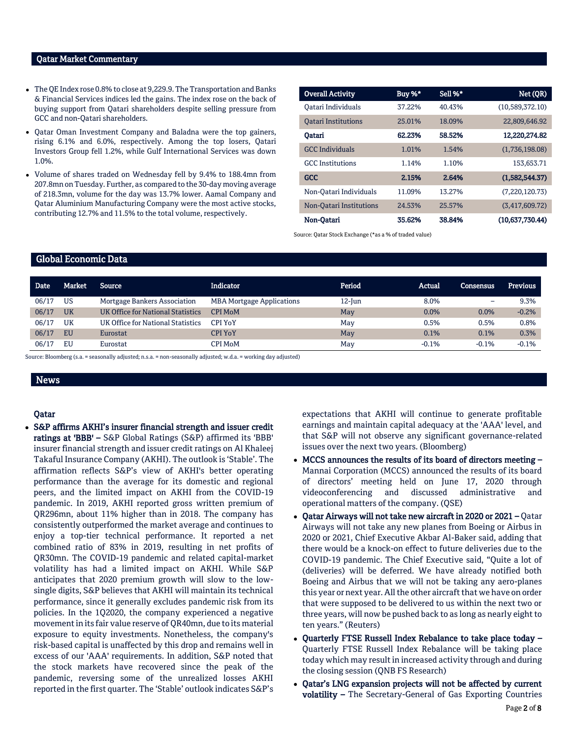## Qatar Market Commentary

- The QE Index rose 0.8% to close at 9,229.9. The Transportation and Banks & Financial Services indices led the gains. The index rose on the back of buying support from Qatari shareholders despite selling pressure from GCC and non-Qatari shareholders.
- Qatar Oman Investment Company and Baladna were the top gainers, rising 6.1% and 6.0%, respectively. Among the top losers, Qatari Investors Group fell 1.2%, while Gulf International Services was down 1.0%.
- Volume of shares traded on Wednesday fell by 9.4% to 188.4mn from 207.8mn on Tuesday. Further, as compared to the 30-day moving average of 218.3mn, volume for the day was 13.7% lower. Aamal Company and Qatar Aluminium Manufacturing Company were the most active stocks, contributing 12.7% and 11.5% to the total volume, respectively.

| Overall Activity | Buy %* | Sell %* | Net (QR) |
|---|---|---|---|
| Qatari Individuals | 37.22% | 40.43% | (10,589,372.10) |
| Qatari Institutions | 25.01% | 18.09% | 22,809,646.92 |
| **Qatari** | **62.23%** | **58.52%** | **12,220,274.82** |
| GCC Individuals | 1.01% | 1.54% | (1,736,198.08) |
| GCC Institutions | 1.14% | 1.10% | 153,653.71 |
| **GCC** | **2.15%** | **2.64%** | **(1,582,544.37)** |
| Non-Qatari Individuals | 11.09% | 13.27% | (7,220,120.73) |
| Non-Qatari Institutions | 24.53% | 25.57% | (3,417,609.72) |
| **Non-Qatari** | **35.62%** | **38.84%** | **(10,637,730.44)** |

Source: Qatar Stock Exchange (*as a % of traded value)

## Global Economic Data

| Date | Market | Source | Indicator | Period | Actual | Consensus | Previous |
|---|---|---|---|---|---|---|---|
| 06/17 | US | Mortgage Bankers Association | MBA Mortgage Applications | 12-Jun | 8.0% | – | 9.3% |
| 06/17 | UK | UK Office for National Statistics | CPI MoM | May | 0.0% | 0.0% | -0.2% |
| 06/17 | UK | UK Office for National Statistics | CPI YoY | May | 0.5% | 0.5% | 0.8% |
| 06/17 | EU | Eurostat | CPI YoY | May | 0.1% | 0.1% | 0.3% |
| 06/17 | EU | Eurostat | CPI MoM | May | -0.1% | -0.1% | -0.1% |

Source: Bloomberg (s.a. = seasonally adjusted; n.s.a. = non-seasonally adjusted; w.d.a. = working day adjusted)

## News

### Qatar

- **S&P affirms AKHI's insurer financial strength and issuer credit ratings at 'BBB' –** S&P Global Ratings (S&P) affirmed its 'BBB' insurer financial strength and issuer credit ratings on Al Khaleej Takaful Insurance Company (AKHI). The outlook is 'Stable'. The affirmation reflects S&P's view of AKHI's better operating performance than the average for its domestic and regional peers, and the limited impact on AKHI from the COVID-19 pandemic. In 2019, AKHI reported gross written premium of QR296mn, about 11% higher than in 2018. The company has consistently outperformed the market average and continues to enjoy a top-tier technical performance. It reported a net combined ratio of 83% in 2019, resulting in net profits of QR30mn. The COVID-19 pandemic and related capital-market volatility has had a limited impact on AKHI. While S&P anticipates that 2020 premium growth will slow to the low-single digits, S&P believes that AKHI will maintain its technical performance, since it generally excludes pandemic risk from its policies. In the 1Q2020, the company experienced a negative movement in its fair value reserve of QR40mn, due to its material exposure to equity investments. Nonetheless, the company's risk-based capital is unaffected by this drop and remains well in excess of our 'AAA' requirements. In addition, S&P noted that the stock markets have recovered since the peak of the pandemic, reversing some of the unrealized losses AKHI reported in the first quarter. The 'Stable' outlook indicates S&P's expectations that AKHI will continue to generate profitable earnings and maintain capital adequacy at the 'AAA' level, and that S&P will not observe any significant governance-related issues over the next two years. (Bloomberg)
- **MCCS announces the results of its board of directors meeting –** Mannai Corporation (MCCS) announced the results of its board of directors' meeting held on June 17, 2020 through videoconferencing and discussed administrative and operational matters of the company. (QSE)
- **Qatar Airways will not take new aircraft in 2020 or 2021 –** Qatar Airways will not take any new planes from Boeing or Airbus in 2020 or 2021, Chief Executive Akbar Al-Baker said, adding that there would be a knock-on effect to future deliveries due to the COVID-19 pandemic. The Chief Executive said, "Quite a lot of (deliveries) will be deferred. We have already notified both Boeing and Airbus that we will not be taking any aero-planes this year or next year. All the other aircraft that we have on order that were supposed to be delivered to us within the next two or three years, will now be pushed back to as long as nearly eight to ten years." (Reuters)
- **Quarterly FTSE Russell Index Rebalance to take place today –** Quarterly FTSE Russell Index Rebalance will be taking place today which may result in increased activity through and during the closing session (QNB FS Research)
- **Qatar's LNG expansion projects will not be affected by current volatility –** The Secretary-General of Gas Exporting Countries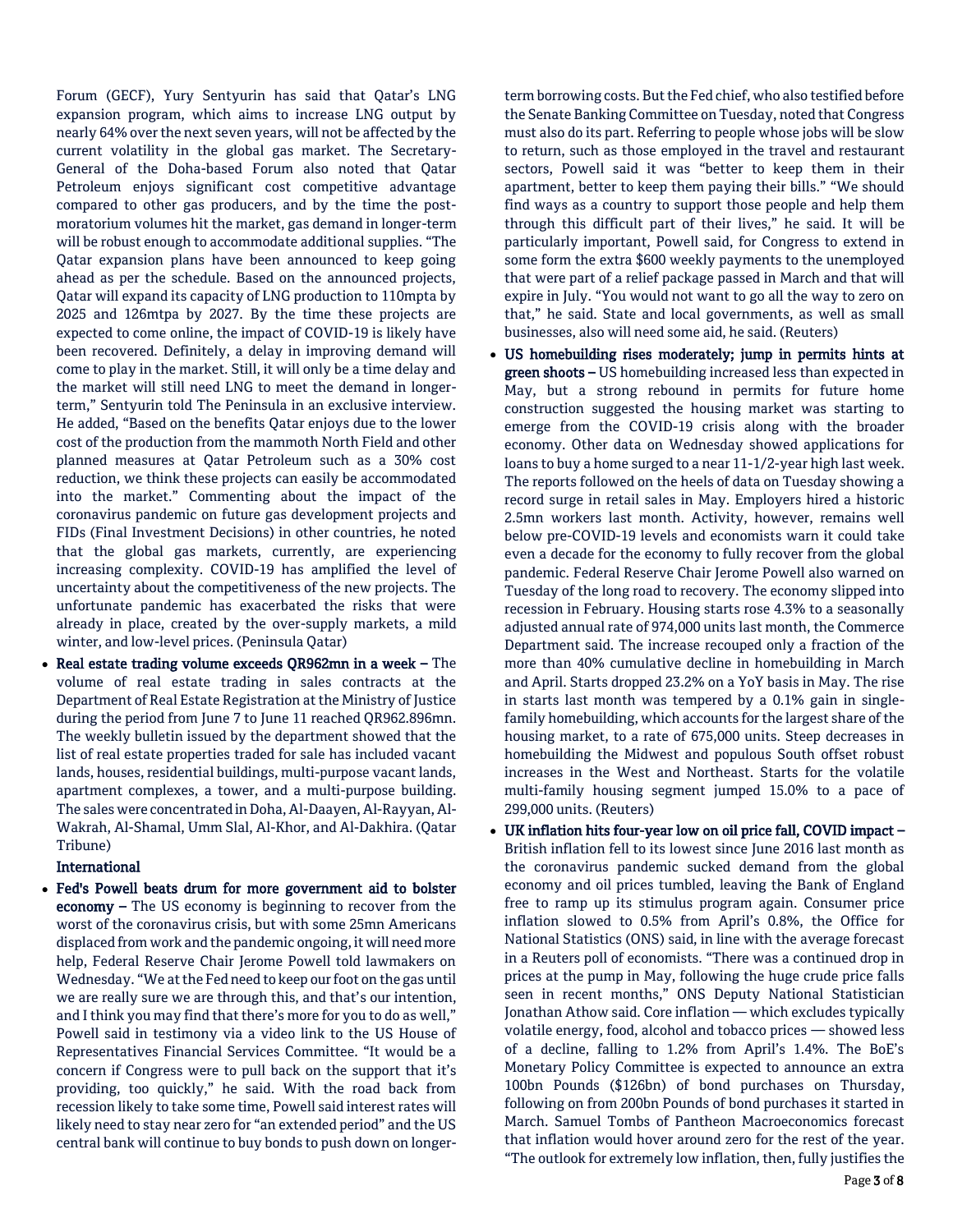Forum (GECF), Yury Sentyurin has said that Qatar's LNG expansion program, which aims to increase LNG output by nearly 64% over the next seven years, will not be affected by the current volatility in the global gas market. The Secretary-General of the Doha-based Forum also noted that Qatar Petroleum enjoys significant cost competitive advantage compared to other gas producers, and by the time the post-moratorium volumes hit the market, gas demand in longer-term will be robust enough to accommodate additional supplies. "The Qatar expansion plans have been announced to keep going ahead as per the schedule. Based on the announced projects, Qatar will expand its capacity of LNG production to 110mpta by 2025 and 126mtpa by 2027. By the time these projects are expected to come online, the impact of COVID-19 is likely have been recovered. Definitely, a delay in improving demand will come to play in the market. Still, it will only be a time delay and the market will still need LNG to meet the demand in longer-term," Sentyurin told The Peninsula in an exclusive interview. He added, "Based on the benefits Qatar enjoys due to the lower cost of the production from the mammoth North Field and other planned measures at Qatar Petroleum such as a 30% cost reduction, we think these projects can easily be accommodated into the market." Commenting about the impact of the coronavirus pandemic on future gas development projects and FIDs (Final Investment Decisions) in other countries, he noted that the global gas markets, currently, are experiencing increasing complexity. COVID-19 has amplified the level of uncertainty about the competitiveness of the new projects. The unfortunate pandemic has exacerbated the risks that were already in place, created by the over-supply markets, a mild winter, and low-level prices. (Peninsula Qatar)

- **Real estate trading volume exceeds QR962mn in a week –** The volume of real estate trading in sales contracts at the Department of Real Estate Registration at the Ministry of Justice during the period from June 7 to June 11 reached QR962.896mn. The weekly bulletin issued by the department showed that the list of real estate properties traded for sale has included vacant lands, houses, residential buildings, multi-purpose vacant lands, apartment complexes, a tower, and a multi-purpose building. The sales were concentrated in Doha, Al-Daayen, Al-Rayyan, Al-Wakrah, Al-Shamal, Umm Slal, Al-Khor, and Al-Dakhira. (Qatar Tribune)

## International

- **Fed's Powell beats drum for more government aid to bolster economy –** The US economy is beginning to recover from the worst of the coronavirus crisis, but with some 25mn Americans displaced from work and the pandemic ongoing, it will need more help, Federal Reserve Chair Jerome Powell told lawmakers on Wednesday. "We at the Fed need to keep our foot on the gas until we are really sure we are through this, and that's our intention, and I think you may find that there's more for you to do as well," Powell said in testimony via a video link to the US House of Representatives Financial Services Committee. "It would be a concern if Congress were to pull back on the support that it's providing, too quickly," he said. With the road back from recession likely to take some time, Powell said interest rates will likely need to stay near zero for "an extended period" and the US central bank will continue to buy bonds to push down on longer-term borrowing costs. But the Fed chief, who also testified before the Senate Banking Committee on Tuesday, noted that Congress must also do its part. Referring to people whose jobs will be slow to return, such as those employed in the travel and restaurant sectors, Powell said it was "better to keep them in their apartment, better to keep them paying their bills." "We should find ways as a country to support those people and help them through this difficult part of their lives," he said. It will be particularly important, Powell said, for Congress to extend in some form the extra $600 weekly payments to the unemployed that were part of a relief package passed in March and that will expire in July. "You would not want to go all the way to zero on that," he said. State and local governments, as well as small businesses, also will need some aid, he said. (Reuters)
- **US homebuilding rises moderately; jump in permits hints at green shoots –** US homebuilding increased less than expected in May, but a strong rebound in permits for future home construction suggested the housing market was starting to emerge from the COVID-19 crisis along with the broader economy. Other data on Wednesday showed applications for loans to buy a home surged to a near 11-1/2-year high last week. The reports followed on the heels of data on Tuesday showing a record surge in retail sales in May. Employers hired a historic 2.5mn workers last month. Activity, however, remains well below pre-COVID-19 levels and economists warn it could take even a decade for the economy to fully recover from the global pandemic. Federal Reserve Chair Jerome Powell also warned on Tuesday of the long road to recovery. The economy slipped into recession in February. Housing starts rose 4.3% to a seasonally adjusted annual rate of 974,000 units last month, the Commerce Department said. The increase recouped only a fraction of the more than 40% cumulative decline in homebuilding in March and April. Starts dropped 23.2% on a YoY basis in May. The rise in starts last month was tempered by a 0.1% gain in single-family homebuilding, which accounts for the largest share of the housing market, to a rate of 675,000 units. Steep decreases in homebuilding the Midwest and populous South offset robust increases in the West and Northeast. Starts for the volatile multi-family housing segment jumped 15.0% to a pace of 299,000 units. (Reuters)
- **UK inflation hits four-year low on oil price fall, COVID impact –** British inflation fell to its lowest since June 2016 last month as the coronavirus pandemic sucked demand from the global economy and oil prices tumbled, leaving the Bank of England free to ramp up its stimulus program again. Consumer price inflation slowed to 0.5% from April's 0.8%, the Office for National Statistics (ONS) said, in line with the average forecast in a Reuters poll of economists. "There was a continued drop in prices at the pump in May, following the huge crude price falls seen in recent months," ONS Deputy National Statistician Jonathan Athow said. Core inflation — which excludes typically volatile energy, food, alcohol and tobacco prices — showed less of a decline, falling to 1.2% from April's 1.4%. The BoE's Monetary Policy Committee is expected to announce an extra 100bn Pounds ($126bn) of bond purchases on Thursday, following on from 200bn Pounds of bond purchases it started in March. Samuel Tombs of Pantheon Macroeconomics forecast that inflation would hover around zero for the rest of the year. "The outlook for extremely low inflation, then, fully justifies the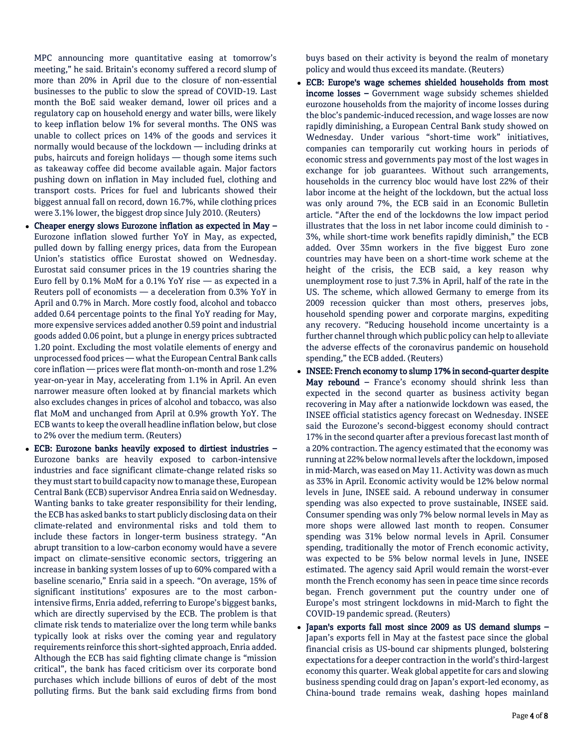MPC announcing more quantitative easing at tomorrow's meeting," he said. Britain's economy suffered a record slump of more than 20% in April due to the closure of non-essential businesses to the public to slow the spread of COVID-19. Last month the BoE said weaker demand, lower oil prices and a regulatory cap on household energy and water bills, were likely to keep inflation below 1% for several months. The ONS was unable to collect prices on 14% of the goods and services it normally would because of the lockdown — including drinks at pubs, haircuts and foreign holidays — though some items such as takeaway coffee did become available again. Major factors pushing down on inflation in May included fuel, clothing and transport costs. Prices for fuel and lubricants showed their biggest annual fall on record, down 16.7%, while clothing prices were 3.1% lower, the biggest drop since July 2010. (Reuters)

- **Cheaper energy slows Eurozone inflation as expected in May –** Eurozone inflation slowed further YoY in May, as expected, pulled down by falling energy prices, data from the European Union's statistics office Eurostat showed on Wednesday. Eurostat said consumer prices in the 19 countries sharing the Euro fell by 0.1% MoM for a 0.1% YoY rise — as expected in a Reuters poll of economists — a deceleration from 0.3% YoY in April and 0.7% in March. More costly food, alcohol and tobacco added 0.64 percentage points to the final YoY reading for May, more expensive services added another 0.59 point and industrial goods added 0.06 point, but a plunge in energy prices subtracted 1.20 point. Excluding the most volatile elements of energy and unprocessed food prices — what the European Central Bank calls core inflation — prices were flat month-on-month and rose 1.2% year-on-year in May, accelerating from 1.1% in April. An even narrower measure often looked at by financial markets which also excludes changes in prices of alcohol and tobacco, was also flat MoM and unchanged from April at 0.9% growth YoY. The ECB wants to keep the overall headline inflation below, but close to 2% over the medium term. (Reuters)
- **ECB: Eurozone banks heavily exposed to dirtiest industries –** Eurozone banks are heavily exposed to carbon-intensive industries and face significant climate-change related risks so they must start to build capacity now to manage these, European Central Bank (ECB) supervisor Andrea Enria said on Wednesday. Wanting banks to take greater responsibility for their lending, the ECB has asked banks to start publicly disclosing data on their climate-related and environmental risks and told them to include these factors in longer-term business strategy. "An abrupt transition to a low-carbon economy would have a severe impact on climate-sensitive economic sectors, triggering an increase in banking system losses of up to 60% compared with a baseline scenario," Enria said in a speech. "On average, 15% of significant institutions' exposures are to the most carbon-intensive firms, Enria added, referring to Europe's biggest banks, which are directly supervised by the ECB. The problem is that climate risk tends to materialize over the long term while banks typically look at risks over the coming year and regulatory requirements reinforce this short-sighted approach, Enria added. Although the ECB has said fighting climate change is "mission critical", the bank has faced criticism over its corporate bond purchases which include billions of euros of debt of the most polluting firms. But the bank said excluding firms from bond buys based on their activity is beyond the realm of monetary policy and would thus exceed its mandate. (Reuters)
- **ECB: Europe's wage schemes shielded households from most income losses –** Government wage subsidy schemes shielded eurozone households from the majority of income losses during the bloc's pandemic-induced recession, and wage losses are now rapidly diminishing, a European Central Bank study showed on Wednesday. Under various "short-time work" initiatives, companies can temporarily cut working hours in periods of economic stress and governments pay most of the lost wages in exchange for job guarantees. Without such arrangements, households in the currency bloc would have lost 22% of their labor income at the height of the lockdown, but the actual loss was only around 7%, the ECB said in an Economic Bulletin article. "After the end of the lockdowns the low impact period illustrates that the loss in net labor income could diminish to -3%, while short-time work benefits rapidly diminish," the ECB added. Over 35mn workers in the five biggest Euro zone countries may have been on a short-time work scheme at the height of the crisis, the ECB said, a key reason why unemployment rose to just 7.3% in April, half of the rate in the US. The scheme, which allowed Germany to emerge from its 2009 recession quicker than most others, preserves jobs, household spending power and corporate margins, expediting any recovery. "Reducing household income uncertainty is a further channel through which public policy can help to alleviate the adverse effects of the coronavirus pandemic on household spending," the ECB added. (Reuters)
- **INSEE: French economy to slump 17% in second-quarter despite May rebound –** France's economy should shrink less than expected in the second quarter as business activity began recovering in May after a nationwide lockdown was eased, the INSEE official statistics agency forecast on Wednesday. INSEE said the Eurozone's second-biggest economy should contract 17% in the second quarter after a previous forecast last month of a 20% contraction. The agency estimated that the economy was running at 22% below normal levels after the lockdown, imposed in mid-March, was eased on May 11. Activity was down as much as 33% in April. Economic activity would be 12% below normal levels in June, INSEE said. A rebound underway in consumer spending was also expected to prove sustainable, INSEE said. Consumer spending was only 7% below normal levels in May as more shops were allowed last month to reopen. Consumer spending was 31% below normal levels in April. Consumer spending, traditionally the motor of French economic activity, was expected to be 5% below normal levels in June, INSEE estimated. The agency said April would remain the worst-ever month the French economy has seen in peace time since records began. French government put the country under one of Europe's most stringent lockdowns in mid-March to fight the COVID-19 pandemic spread. (Reuters)
- **Japan's exports fall most since 2009 as US demand slumps –** Japan's exports fell in May at the fastest pace since the global financial crisis as US-bound car shipments plunged, bolstering expectations for a deeper contraction in the world's third-largest economy this quarter. Weak global appetite for cars and slowing business spending could drag on Japan's export-led economy, as China-bound trade remains weak, dashing hopes mainland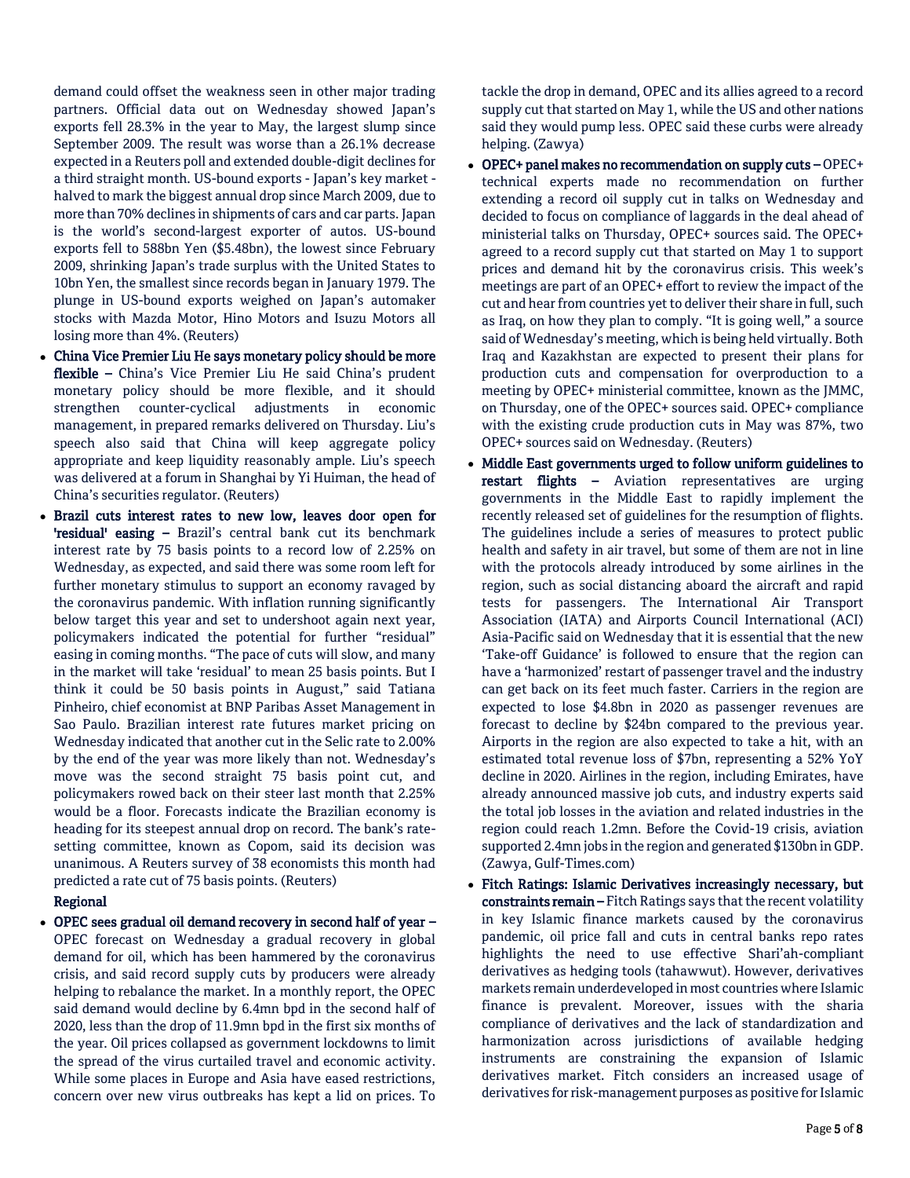demand could offset the weakness seen in other major trading partners. Official data out on Wednesday showed Japan's exports fell 28.3% in the year to May, the largest slump since September 2009. The result was worse than a 26.1% decrease expected in a Reuters poll and extended double-digit declines for a third straight month. US-bound exports - Japan's key market - halved to mark the biggest annual drop since March 2009, due to more than 70% declines in shipments of cars and car parts. Japan is the world's second-largest exporter of autos. US-bound exports fell to 588bn Yen ($5.48bn), the lowest since February 2009, shrinking Japan's trade surplus with the United States to 10bn Yen, the smallest since records began in January 1979. The plunge in US-bound exports weighed on Japan's automaker stocks with Mazda Motor, Hino Motors and Isuzu Motors all losing more than 4%. (Reuters)

- **China Vice Premier Liu He says monetary policy should be more flexible –** China's Vice Premier Liu He said China's prudent monetary policy should be more flexible, and it should strengthen counter-cyclical adjustments in economic management, in prepared remarks delivered on Thursday. Liu's speech also said that China will keep aggregate policy appropriate and keep liquidity reasonably ample. Liu's speech was delivered at a forum in Shanghai by Yi Huiman, the head of China's securities regulator. (Reuters)
- **Brazil cuts interest rates to new low, leaves door open for 'residual' easing –** Brazil's central bank cut its benchmark interest rate by 75 basis points to a record low of 2.25% on Wednesday, as expected, and said there was some room left for further monetary stimulus to support an economy ravaged by the coronavirus pandemic. With inflation running significantly below target this year and set to undershoot again next year, policymakers indicated the potential for further "residual" easing in coming months. "The pace of cuts will slow, and many in the market will take 'residual' to mean 25 basis points. But I think it could be 50 basis points in August," said Tatiana Pinheiro, chief economist at BNP Paribas Asset Management in Sao Paulo. Brazilian interest rate futures market pricing on Wednesday indicated that another cut in the Selic rate to 2.00% by the end of the year was more likely than not. Wednesday's move was the second straight 75 basis point cut, and policymakers rowed back on their steer last month that 2.25% would be a floor. Forecasts indicate the Brazilian economy is heading for its steepest annual drop on record. The bank's rate-setting committee, known as Copom, said its decision was unanimous. A Reuters survey of 38 economists this month had predicted a rate cut of 75 basis points. (Reuters)

**Regional**

- **OPEC sees gradual oil demand recovery in second half of year –** OPEC forecast on Wednesday a gradual recovery in global demand for oil, which has been hammered by the coronavirus crisis, and said record supply cuts by producers were already helping to rebalance the market. In a monthly report, the OPEC said demand would decline by 6.4mn bpd in the second half of 2020, less than the drop of 11.9mn bpd in the first six months of the year. Oil prices collapsed as government lockdowns to limit the spread of the virus curtailed travel and economic activity. While some places in Europe and Asia have eased restrictions, concern over new virus outbreaks has kept a lid on prices. To tackle the drop in demand, OPEC and its allies agreed to a record supply cut that started on May 1, while the US and other nations said they would pump less. OPEC said these curbs were already helping. (Zawya)
- **OPEC+ panel makes no recommendation on supply cuts –** OPEC+ technical experts made no recommendation on further extending a record oil supply cut in talks on Wednesday and decided to focus on compliance of laggards in the deal ahead of ministerial talks on Thursday, OPEC+ sources said. The OPEC+ agreed to a record supply cut that started on May 1 to support prices and demand hit by the coronavirus crisis. This week's meetings are part of an OPEC+ effort to review the impact of the cut and hear from countries yet to deliver their share in full, such as Iraq, on how they plan to comply. "It is going well," a source said of Wednesday's meeting, which is being held virtually. Both Iraq and Kazakhstan are expected to present their plans for production cuts and compensation for overproduction to a meeting by OPEC+ ministerial committee, known as the JMMC, on Thursday, one of the OPEC+ sources said. OPEC+ compliance with the existing crude production cuts in May was 87%, two OPEC+ sources said on Wednesday. (Reuters)
- **Middle East governments urged to follow uniform guidelines to restart flights –** Aviation representatives are urging governments in the Middle East to rapidly implement the recently released set of guidelines for the resumption of flights. The guidelines include a series of measures to protect public health and safety in air travel, but some of them are not in line with the protocols already introduced by some airlines in the region, such as social distancing aboard the aircraft and rapid tests for passengers. The International Air Transport Association (IATA) and Airports Council International (ACI) Asia-Pacific said on Wednesday that it is essential that the new 'Take-off Guidance' is followed to ensure that the region can have a 'harmonized' restart of passenger travel and the industry can get back on its feet much faster. Carriers in the region are expected to lose $4.8bn in 2020 as passenger revenues are forecast to decline by $24bn compared to the previous year. Airports in the region are also expected to take a hit, with an estimated total revenue loss of $7bn, representing a 52% YoY decline in 2020. Airlines in the region, including Emirates, have already announced massive job cuts, and industry experts said the total job losses in the aviation and related industries in the region could reach 1.2mn. Before the Covid-19 crisis, aviation supported 2.4mn jobs in the region and generated $130bn in GDP. (Zawya, Gulf-Times.com)
- **Fitch Ratings: Islamic Derivatives increasingly necessary, but constraints remain –** Fitch Ratings says that the recent volatility in key Islamic finance markets caused by the coronavirus pandemic, oil price fall and cuts in central banks repo rates highlights the need to use effective Shari'ah-compliant derivatives as hedging tools (tahawwut). However, derivatives markets remain underdeveloped in most countries where Islamic finance is prevalent. Moreover, issues with the sharia compliance of derivatives and the lack of standardization and harmonization across jurisdictions of available hedging instruments are constraining the expansion of Islamic derivatives market. Fitch considers an increased usage of derivatives for risk-management purposes as positive for Islamic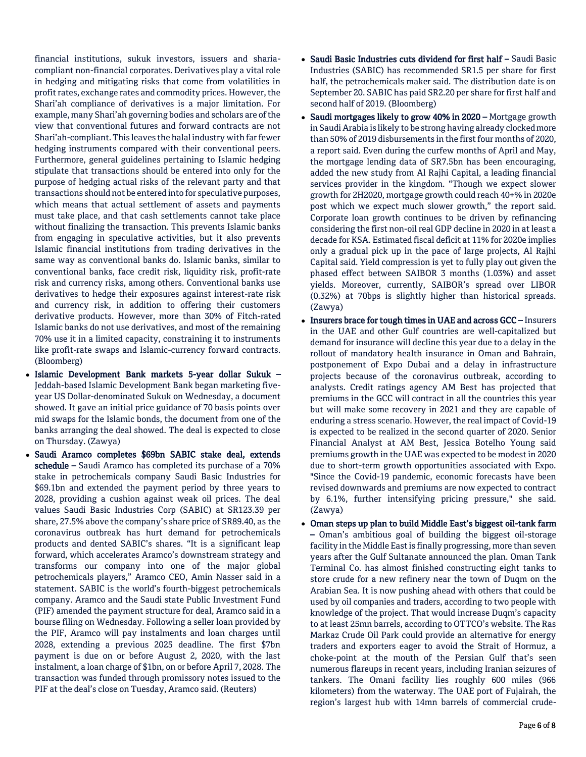financial institutions, sukuk investors, issuers and sharia-compliant non-financial corporates. Derivatives play a vital role in hedging and mitigating risks that come from volatilities in profit rates, exchange rates and commodity prices. However, the Shari'ah compliance of derivatives is a major limitation. For example, many Shari'ah governing bodies and scholars are of the view that conventional futures and forward contracts are not Shari'ah-compliant. This leaves the halal industry with far fewer hedging instruments compared with their conventional peers. Furthermore, general guidelines pertaining to Islamic hedging stipulate that transactions should be entered into only for the purpose of hedging actual risks of the relevant party and that transactions should not be entered into for speculative purposes, which means that actual settlement of assets and payments must take place, and that cash settlements cannot take place without finalizing the transaction. This prevents Islamic banks from engaging in speculative activities, but it also prevents Islamic financial institutions from trading derivatives in the same way as conventional banks do. Islamic banks, similar to conventional banks, face credit risk, liquidity risk, profit-rate risk and currency risks, among others. Conventional banks use derivatives to hedge their exposures against interest-rate risk and currency risk, in addition to offering their customers derivative products. However, more than 30% of Fitch-rated Islamic banks do not use derivatives, and most of the remaining 70% use it in a limited capacity, constraining it to instruments like profit-rate swaps and Islamic-currency forward contracts. (Bloomberg)

- **Islamic Development Bank markets 5-year dollar Sukuk –** Jeddah-based Islamic Development Bank began marketing five-year US Dollar-denominated Sukuk on Wednesday, a document showed. It gave an initial price guidance of 70 basis points over mid swaps for the Islamic bonds, the document from one of the banks arranging the deal showed. The deal is expected to close on Thursday. (Zawya)
- **Saudi Aramco completes $69bn SABIC stake deal, extends schedule –** Saudi Aramco has completed its purchase of a 70% stake in petrochemicals company Saudi Basic Industries for $69.1bn and extended the payment period by three years to 2028, providing a cushion against weak oil prices. The deal values Saudi Basic Industries Corp (SABIC) at SR123.39 per share, 27.5% above the company's share price of SR89.40, as the coronavirus outbreak has hurt demand for petrochemicals products and dented SABIC's shares. "It is a significant leap forward, which accelerates Aramco's downstream strategy and transforms our company into one of the major global petrochemicals players," Aramco CEO, Amin Nasser said in a statement. SABIC is the world's fourth-biggest petrochemicals company. Aramco and the Saudi state Public Investment Fund (PIF) amended the payment structure for deal, Aramco said in a bourse filing on Wednesday. Following a seller loan provided by the PIF, Aramco will pay instalments and loan charges until 2028, extending a previous 2025 deadline. The first $7bn payment is due on or before August 2, 2020, with the last instalment, a loan charge of $1bn, on or before April 7, 2028. The transaction was funded through promissory notes issued to the PIF at the deal's close on Tuesday, Aramco said. (Reuters)
- **Saudi Basic Industries cuts dividend for first half –** Saudi Basic Industries (SABIC) has recommended SR1.5 per share for first half, the petrochemicals maker said. The distribution date is on September 20. SABIC has paid SR2.20 per share for first half and second half of 2019. (Bloomberg)
- **Saudi mortgages likely to grow 40% in 2020 –** Mortgage growth in Saudi Arabia is likely to be strong having already clocked more than 50% of 2019 disbursements in the first four months of 2020, a report said. Even during the curfew months of April and May, the mortgage lending data of SR7.5bn has been encouraging, added the new study from Al Rajhi Capital, a leading financial services provider in the kingdom. "Though we expect slower growth for 2H2020, mortgage growth could reach 40+% in 2020e post which we expect much slower growth," the report said. Corporate loan growth continues to be driven by refinancing considering the first non-oil real GDP decline in 2020 in at least a decade for KSA. Estimated fiscal deficit at 11% for 2020e implies only a gradual pick up in the pace of large projects, Al Rajhi Capital said. Yield compression is yet to fully play out given the phased effect between SAIBOR 3 months (1.03%) and asset yields. Moreover, currently, SAIBOR's spread over LIBOR (0.32%) at 70bps is slightly higher than historical spreads. (Zawya)
- **Insurers brace for tough times in UAE and across GCC –** Insurers in the UAE and other Gulf countries are well-capitalized but demand for insurance will decline this year due to a delay in the rollout of mandatory health insurance in Oman and Bahrain, postponement of Expo Dubai and a delay in infrastructure projects because of the coronavirus outbreak, according to analysts. Credit ratings agency AM Best has projected that premiums in the GCC will contract in all the countries this year but will make some recovery in 2021 and they are capable of enduring a stress scenario. However, the real impact of Covid-19 is expected to be realized in the second quarter of 2020. Senior Financial Analyst at AM Best, Jessica Botelho Young said premiums growth in the UAE was expected to be modest in 2020 due to short-term growth opportunities associated with Expo. "Since the Covid-19 pandemic, economic forecasts have been revised downwards and premiums are now expected to contract by 6.1%, further intensifying pricing pressure," she said. (Zawya)
- **Oman steps up plan to build Middle East's biggest oil-tank farm –** Oman's ambitious goal of building the biggest oil-storage facility in the Middle East is finally progressing, more than seven years after the Gulf Sultanate announced the plan. Oman Tank Terminal Co. has almost finished constructing eight tanks to store crude for a new refinery near the town of Duqm on the Arabian Sea. It is now pushing ahead with others that could be used by oil companies and traders, according to two people with knowledge of the project. That would increase Duqm's capacity to at least 25mn barrels, according to OTTCO's website. The Ras Markaz Crude Oil Park could provide an alternative for energy traders and exporters eager to avoid the Strait of Hormuz, a choke-point at the mouth of the Persian Gulf that's seen numerous flareups in recent years, including Iranian seizures of tankers. The Omani facility lies roughly 600 miles (966 kilometers) from the waterway. The UAE port of Fujairah, the region's largest hub with 14mn barrels of commercial crude-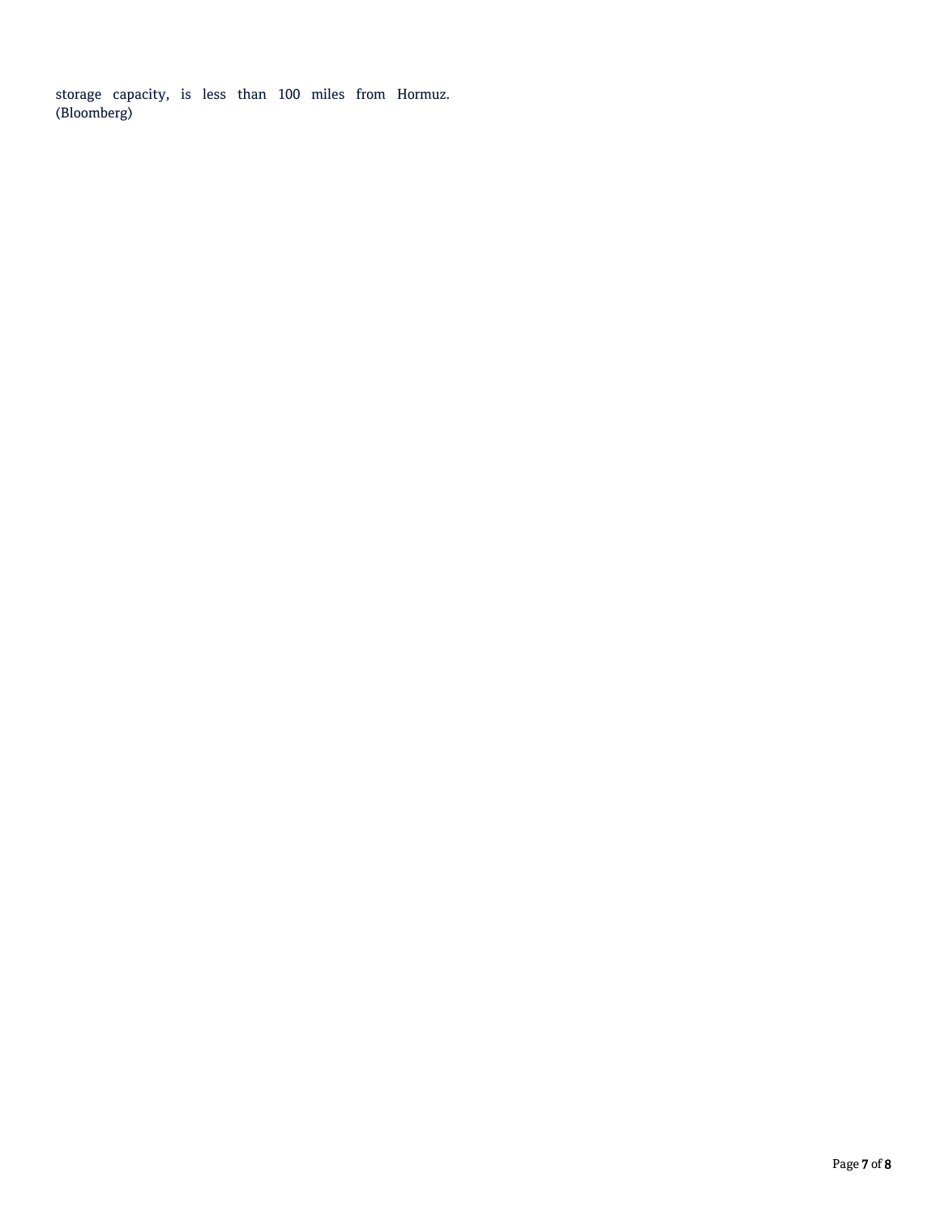storage capacity, is less than 100 miles from Hormuz. (Bloomberg)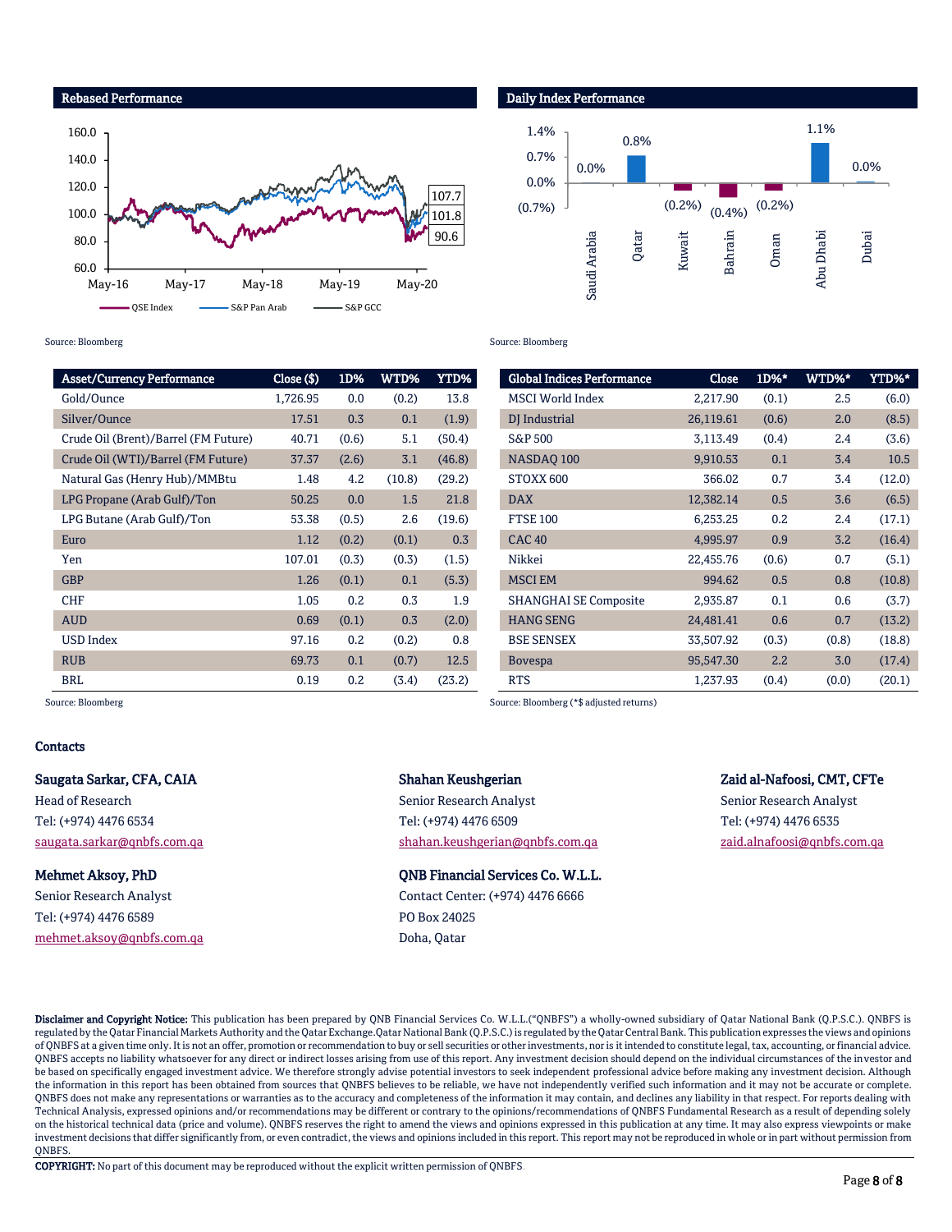## Rebased Performance

160.0
140.0
120.0
100.0
80.0
60.0

May-16 May-17 May-18 May-19 May-20

107.7
101.8
90.6

QSE Index — S&P Pan Arab — S&P GCC

Source: Bloomberg

## Daily Index Performance

1.4%
0.7%
0.0%
(0.7%)

0.0% 0.8% (0.2%) (0.4%) (0.2%) 1.1% 0.0%

Saudi Arabia, Qatar, Kuwait, Bahrain, Oman, Abu Dhabi, Dubai

Source: Bloomberg

| Asset/Currency Performance | Close ($) | 1D% | WTD% | YTD% |
|---|---|---|---|---|
| Gold/Ounce | 1,726.95 | 0.0 | (0.2) | 13.8 |
| Silver/Ounce | 17.51 | 0.3 | 0.1 | (1.9) |
| Crude Oil (Brent)/Barrel (FM Future) | 40.71 | (0.6) | 5.1 | (50.4) |
| Crude Oil (WTI)/Barrel (FM Future) | 37.37 | (2.6) | 3.1 | (46.8) |
| Natural Gas (Henry Hub)/MMBtu | 1.48 | 4.2 | (10.8) | (29.2) |
| LPG Propane (Arab Gulf)/Ton | 50.25 | 0.0 | 1.5 | 21.8 |
| LPG Butane (Arab Gulf)/Ton | 53.38 | (0.5) | 2.6 | (19.6) |
| Euro | 1.12 | (0.2) | (0.1) | 0.3 |
| Yen | 107.01 | (0.3) | (0.3) | (1.5) |
| GBP | 1.26 | (0.1) | 0.1 | (5.3) |
| CHF | 1.05 | 0.2 | 0.3 | 1.9 |
| AUD | 0.69 | (0.1) | 0.3 | (2.0) |
| USD Index | 97.16 | 0.2 | (0.2) | 0.8 |
| RUB | 69.73 | 0.1 | (0.7) | 12.5 |
| BRL | 0.19 | 0.2 | (3.4) | (23.2) |

Source: Bloomberg

| Global Indices Performance | Close | 1D%* | WTD%* | YTD%* |
|---|---|---|---|---|
| MSCI World Index | 2,217.90 | (0.1) | 2.5 | (6.0) |
| DJ Industrial | 26,119.61 | (0.6) | 2.0 | (8.5) |
| S&P 500 | 3,113.49 | (0.4) | 2.4 | (3.6) |
| NASDAQ 100 | 9,910.53 | 0.1 | 3.4 | 10.5 |
| STOXX 600 | 366.02 | 0.7 | 3.4 | (12.0) |
| DAX | 12,382.14 | 0.5 | 3.6 | (6.5) |
| FTSE 100 | 6,253.25 | 0.2 | 2.4 | (17.1) |
| CAC 40 | 4,995.97 | 0.9 | 3.2 | (16.4) |
| Nikkei | 22,455.76 | (0.6) | 0.7 | (5.1) |
| MSCI EM | 994.62 | 0.5 | 0.8 | (10.8) |
| SHANGHAI SE Composite | 2,935.87 | 0.1 | 0.6 | (3.7) |
| HANG SENG | 24,481.41 | 0.6 | 0.7 | (13.2) |
| BSE SENSEX | 33,507.92 | (0.3) | (0.8) | (18.8) |
| Bovespa | 95,547.30 | 2.2 | 3.0 | (17.4) |
| RTS | 1,237.93 | (0.4) | (0.0) | (20.1) |

Source: Bloomberg (*$ adjusted returns)

## Contacts

**Saugata Sarkar, CFA, CAIA**
Head of Research
Tel: (+974) 4476 6534
saugata.sarkar@qnbfs.com.qa

**Shahan Keushgerian**
Senior Research Analyst
Tel: (+974) 4476 6509
shahan.keushgerian@qnbfs.com.qa

**Zaid al-Nafoosi, CMT, CFTe**
Senior Research Analyst
Tel: (+974) 4476 6535
zaid.alnafoosi@qnbfs.com.qa

**Mehmet Aksoy, PhD**
Senior Research Analyst
Tel: (+974) 4476 6589
mehmet.aksoy@qnbfs.com.qa

**QNB Financial Services Co. W.L.L.**
Contact Center: (+974) 4476 6666
PO Box 24025
Doha, Qatar

**Disclaimer and Copyright Notice:** This publication has been prepared by QNB Financial Services Co. W.L.L.("QNBFS") a wholly-owned subsidiary of Qatar National Bank (Q.P.S.C.). QNBFS is regulated by the Qatar Financial Markets Authority and the Qatar Exchange.Qatar National Bank (Q.P.S.C.) is regulated by the Qatar Central Bank. This publication expresses the views and opinions of QNBFS at a given time only. It is not an offer, promotion or recommendation to buy or sell securities or other investments, nor is it intended to constitute legal, tax, accounting, or financial advice. QNBFS accepts no liability whatsoever for any direct or indirect losses arising from use of this report. Any investment decision should depend on the individual circumstances of the investor and be based on specifically engaged investment advice. We therefore strongly advise potential investors to seek independent professional advice before making any investment decision. Although the information in this report has been obtained from sources that QNBFS believes to be reliable, we have not independently verified such information and it may not be accurate or complete. QNBFS does not make any representations or warranties as to the accuracy and completeness of the information it may contain, and declines any liability in that respect. For reports dealing with Technical Analysis, expressed opinions and/or recommendations may be different or contrary to the opinions/recommendations of QNBFS Fundamental Research as a result of depending solely on the historical technical data (price and volume). QNBFS reserves the right to amend the views and opinions expressed in this publication at any time. It may also express viewpoints or make investment decisions that differ significantly from, or even contradict, the views and opinions included in this report. This report may not be reproduced in whole or in part without permission from QNBFS.

**COPYRIGHT:** No part of this document may be reproduced without the explicit written permission of QNBFS